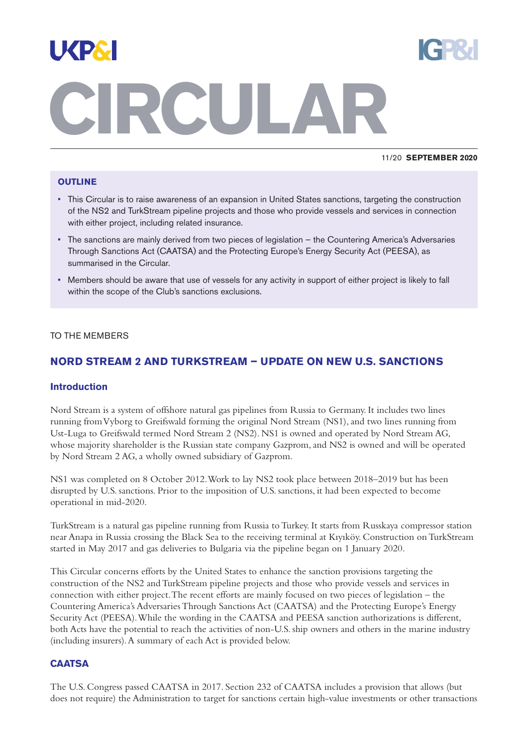# CIRCULAR

11/20 **SEPTEMBER 2020**

**OUTLINE**

- This Circular is to raise awareness of an expansion in United States sanctions, targeting the construction of the NS2 and TurkStream pipeline projects and those who provide vessels and services in connection with either project, including related insurance.
- The sanctions are mainly derived from two pieces of legislation – the Countering America's Adversaries Through Sanctions Act (CAATSA) and the Protecting Europe's Energy Security Act (PEESA), as summarised in the Circular.
- Members should be aware that use of vessels for any activity in support of either project is likely to fall within the scope of the Club's sanctions exclusions.

TO THE MEMBERS

## NORD STREAM 2 AND TURKSTREAM – UPDATE ON NEW U.S. SANCTIONS

### Introduction

Nord Stream is a system of offshore natural gas pipelines from Russia to Germany. It includes two lines running from Vyborg to Greifswald forming the original Nord Stream (NS1), and two lines running from Ust-Luga to Greifswald termed Nord Stream 2 (NS2). NS1 is owned and operated by Nord Stream AG, whose majority shareholder is the Russian state company Gazprom, and NS2 is owned and will be operated by Nord Stream 2 AG, a wholly owned subsidiary of Gazprom.

NS1 was completed on 8 October 2012. Work to lay NS2 took place between 2018–2019 but has been disrupted by U.S. sanctions. Prior to the imposition of U.S. sanctions, it had been expected to become operational in mid-2020.

TurkStream is a natural gas pipeline running from Russia to Turkey. It starts from Russkaya compressor station near Anapa in Russia crossing the Black Sea to the receiving terminal at Kıyıköy. Construction on TurkStream started in May 2017 and gas deliveries to Bulgaria via the pipeline began on 1 January 2020.

This Circular concerns efforts by the United States to enhance the sanction provisions targeting the construction of the NS2 and TurkStream pipeline projects and those who provide vessels and services in connection with either project. The recent efforts are mainly focused on two pieces of legislation – the Countering America's Adversaries Through Sanctions Act (CAATSA) and the Protecting Europe's Energy Security Act (PEESA). While the wording in the CAATSA and PEESA sanction authorizations is different, both Acts have the potential to reach the activities of non-U.S. ship owners and others in the marine industry (including insurers). A summary of each Act is provided below.

### CAATSA

The U.S. Congress passed CAATSA in 2017. Section 232 of CAATSA includes a provision that allows (but does not require) the Administration to target for sanctions certain high-value investments or other transactions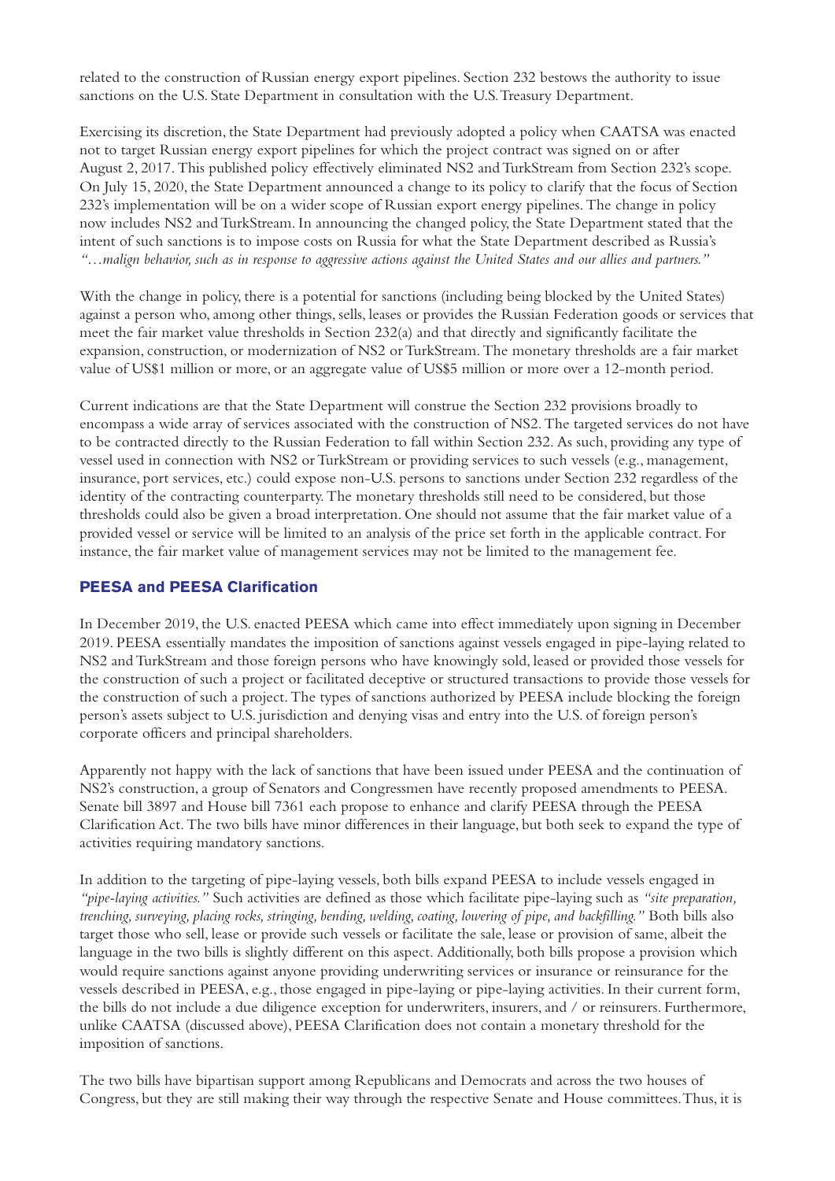related to the construction of Russian energy export pipelines. Section 232 bestows the authority to issue sanctions on the U.S. State Department in consultation with the U.S. Treasury Department.

Exercising its discretion, the State Department had previously adopted a policy when CAATSA was enacted not to target Russian energy export pipelines for which the project contract was signed on or after August 2, 2017. This published policy effectively eliminated NS2 and TurkStream from Section 232's scope. On July 15, 2020, the State Department announced a change to its policy to clarify that the focus of Section 232's implementation will be on a wider scope of Russian export energy pipelines. The change in policy now includes NS2 and TurkStream. In announcing the changed policy, the State Department stated that the intent of such sanctions is to impose costs on Russia for what the State Department described as Russia's *"…malign behavior, such as in response to aggressive actions against the United States and our allies and partners."*

With the change in policy, there is a potential for sanctions (including being blocked by the United States) against a person who, among other things, sells, leases or provides the Russian Federation goods or services that meet the fair market value thresholds in Section 232(a) and that directly and significantly facilitate the expansion, construction, or modernization of NS2 or TurkStream. The monetary thresholds are a fair market value of US$1 million or more, or an aggregate value of US$5 million or more over a 12-month period.

Current indications are that the State Department will construe the Section 232 provisions broadly to encompass a wide array of services associated with the construction of NS2. The targeted services do not have to be contracted directly to the Russian Federation to fall within Section 232. As such, providing any type of vessel used in connection with NS2 or TurkStream or providing services to such vessels (e.g., management, insurance, port services, etc.) could expose non-U.S. persons to sanctions under Section 232 regardless of the identity of the contracting counterparty. The monetary thresholds still need to be considered, but those thresholds could also be given a broad interpretation. One should not assume that the fair market value of a provided vessel or service will be limited to an analysis of the price set forth in the applicable contract. For instance, the fair market value of management services may not be limited to the management fee.

## PEESA and PEESA Clarification

In December 2019, the U.S. enacted PEESA which came into effect immediately upon signing in December 2019. PEESA essentially mandates the imposition of sanctions against vessels engaged in pipe-laying related to NS2 and TurkStream and those foreign persons who have knowingly sold, leased or provided those vessels for the construction of such a project or facilitated deceptive or structured transactions to provide those vessels for the construction of such a project. The types of sanctions authorized by PEESA include blocking the foreign person's assets subject to U.S. jurisdiction and denying visas and entry into the U.S. of foreign person's corporate officers and principal shareholders.

Apparently not happy with the lack of sanctions that have been issued under PEESA and the continuation of NS2's construction, a group of Senators and Congressmen have recently proposed amendments to PEESA. Senate bill 3897 and House bill 7361 each propose to enhance and clarify PEESA through the PEESA Clarification Act. The two bills have minor differences in their language, but both seek to expand the type of activities requiring mandatory sanctions.

In addition to the targeting of pipe-laying vessels, both bills expand PEESA to include vessels engaged in *"pipe-laying activities."* Such activities are defined as those which facilitate pipe-laying such as *"site preparation, trenching, surveying, placing rocks, stringing, bending, welding, coating, lowering of pipe, and backfilling."* Both bills also target those who sell, lease or provide such vessels or facilitate the sale, lease or provision of same, albeit the language in the two bills is slightly different on this aspect. Additionally, both bills propose a provision which would require sanctions against anyone providing underwriting services or insurance or reinsurance for the vessels described in PEESA, e.g., those engaged in pipe-laying or pipe-laying activities. In their current form, the bills do not include a due diligence exception for underwriters, insurers, and / or reinsurers. Furthermore, unlike CAATSA (discussed above), PEESA Clarification does not contain a monetary threshold for the imposition of sanctions.

The two bills have bipartisan support among Republicans and Democrats and across the two houses of Congress, but they are still making their way through the respective Senate and House committees. Thus, it is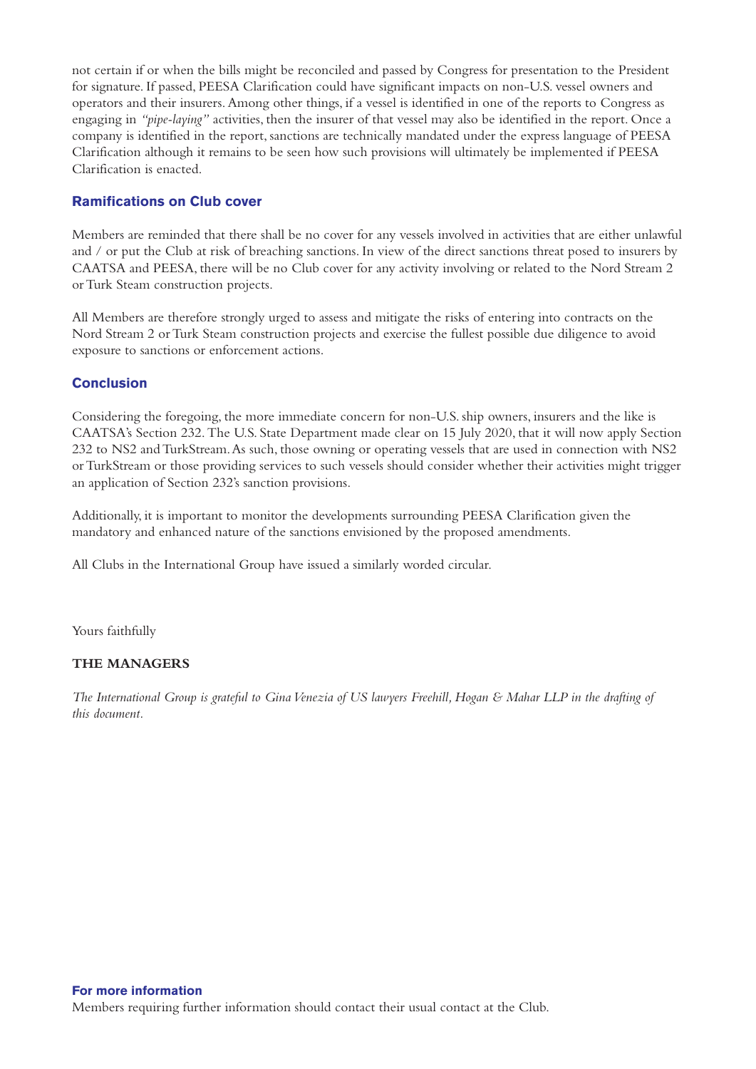not certain if or when the bills might be reconciled and passed by Congress for presentation to the President for signature. If passed, PEESA Clarification could have significant impacts on non-U.S. vessel owners and operators and their insurers. Among other things, if a vessel is identified in one of the reports to Congress as engaging in *"pipe-laying"* activities, then the insurer of that vessel may also be identified in the report. Once a company is identified in the report, sanctions are technically mandated under the express language of PEESA Clarification although it remains to be seen how such provisions will ultimately be implemented if PEESA Clarification is enacted.

## Ramifications on Club cover

Members are reminded that there shall be no cover for any vessels involved in activities that are either unlawful and / or put the Club at risk of breaching sanctions. In view of the direct sanctions threat posed to insurers by CAATSA and PEESA, there will be no Club cover for any activity involving or related to the Nord Stream 2 or Turk Steam construction projects.

All Members are therefore strongly urged to assess and mitigate the risks of entering into contracts on the Nord Stream 2 or Turk Steam construction projects and exercise the fullest possible due diligence to avoid exposure to sanctions or enforcement actions.

## Conclusion

Considering the foregoing, the more immediate concern for non-U.S. ship owners, insurers and the like is CAATSA's Section 232. The U.S. State Department made clear on 15 July 2020, that it will now apply Section 232 to NS2 and TurkStream. As such, those owning or operating vessels that are used in connection with NS2 or TurkStream or those providing services to such vessels should consider whether their activities might trigger an application of Section 232's sanction provisions.

Additionally, it is important to monitor the developments surrounding PEESA Clarification given the mandatory and enhanced nature of the sanctions envisioned by the proposed amendments.

All Clubs in the International Group have issued a similarly worded circular.

Yours faithfully

**THE MANAGERS**

*The International Group is grateful to Gina Venezia of US lawyers Freehill, Hogan & Mahar LLP in the drafting of this document.*

## For more information

Members requiring further information should contact their usual contact at the Club.